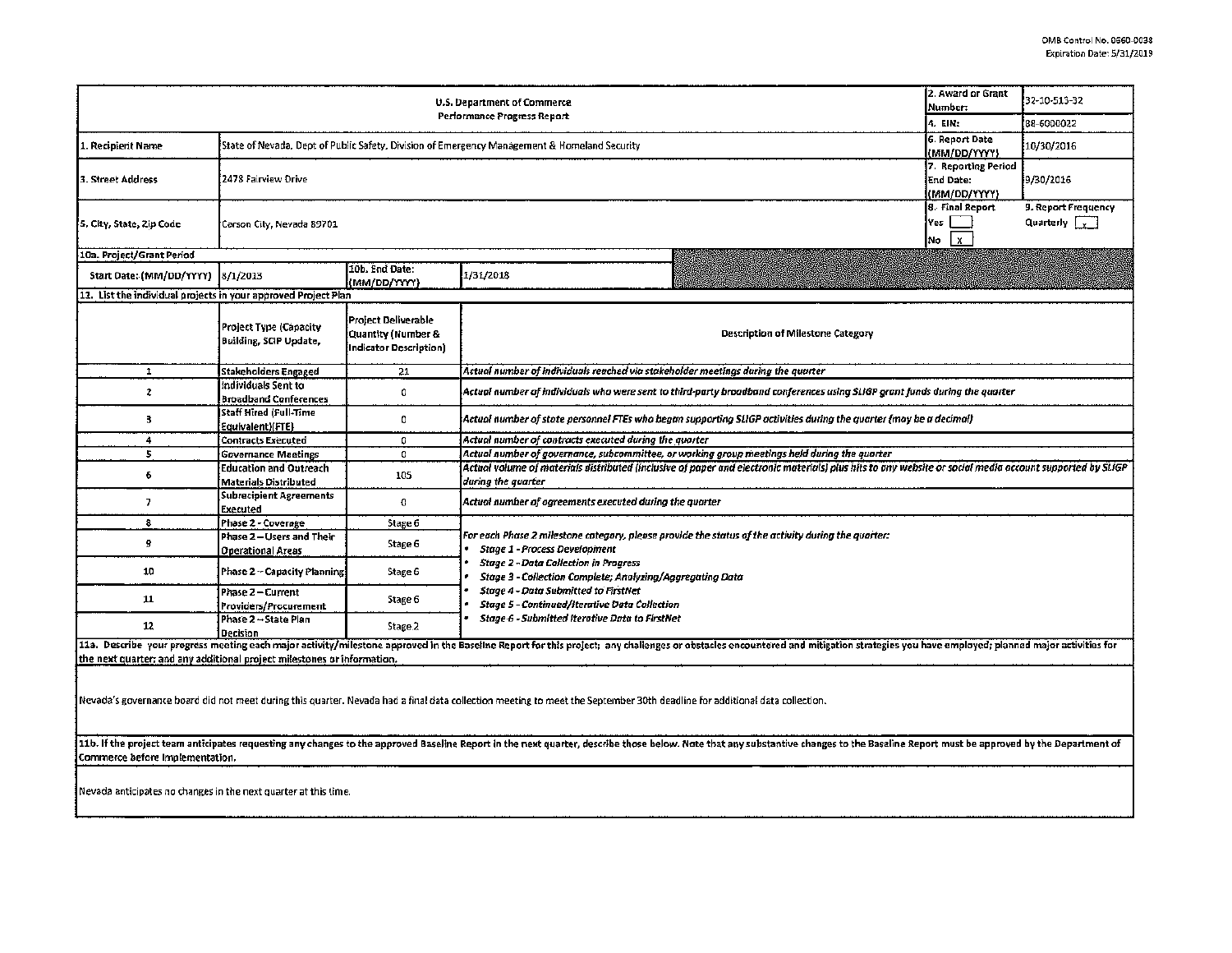OMB Control No. 0660-0038
Expiration Date: 5/31/2019

| U.S. Department of Commerce<br>Performance Progress Report | | | | 2. Award or Grant Number: | 32-10-S13-32 |
|---|---|---|---|---|---|
| | | | | 4. EIN: | 88-6000022 |
| 1. Recipient Name | State of Nevada, Dept of Public Safety, Division of Emergency Management & Homeland Security | | | 6. Report Date (MM/DD/YYYY) | 10/30/2016 |
| 3. Street Address | 2478 Fairview Drive | | | 7. Reporting Period End Date: (MM/DD/YYYY) | 9/30/2016 |
| 5. City, State, Zip Code | Carson City, Nevada 89701 | | | 8. Final Report<br>Yes [ ]<br>No [X] | 9. Report Frequency<br>Quarterly [X] |
| 10a. Project/Grant Period | | | | | |
| Start Date: (MM/DD/YYYY) | 8/1/2013 | 10b. End Date: (MM/DD/YYYY) | 1/31/2018 | | |

**11. List the individual projects in your approved Project Plan**

| | Project Type (Capacity Building, SCIP Update, | Project Deliverable Quantity (Number & Indicator Description) | Description of Milestone Category |
|---|---|---|---|
| 1 | Stakeholders Engaged | 21 | *Actual number of individuals reached via stakeholder meetings during the quarter* |
| 2 | Individuals Sent to Broadband Conferences | 0 | *Actual number of individuals who were sent to third-party broadband conferences using SLIGP grant funds during the quarter* |
| 3 | Staff Hired (Full-Time Equivalent)(FTE) | 0 | *Actual number of state personnel FTEs who began supporting SLIGP activities during the quarter (may be a decimal)* |
| 4 | Contracts Executed | 0 | *Actual number of contracts executed during the quarter* |
| 5 | Governance Meetings | 0 | *Actual number of governance, subcommittee, or working group meetings held during the quarter* |
| 6 | Education and Outreach Materials Distributed | 105 | *Actual volume of materials distributed (inclusive of paper and electronic materials) plus hits to any website or social media account supported by SLIGP during the quarter* |
| 7 | Subrecipient Agreements Executed | 0 | *Actual number of agreements executed during the quarter* |
| 8 | Phase 2 - Coverage | Stage 6 | *For each Phase 2 milestone category, please provide the status of the activity during the quarter:*<br>• *Stage 1 - Process Development*<br>• *Stage 2 - Data Collection in Progress*<br>• *Stage 3 - Collection Complete; Analyzing/Aggregating Data*<br>• *Stage 4 - Data Submitted to FirstNet*<br>• *Stage 5 - Continued/Iterative Data Collection*<br>• *Stage 6 - Submitted Iterative Data to FirstNet* |
| 9 | Phase 2 – Users and Their Operational Areas | Stage 6 | |
| 10 | Phase 2 – Capacity Planning | Stage 6 | |
| 11 | Phase 2 – Current Providers/Procurement | Stage 6 | |
| 12 | Phase 2 – State Plan Decision | Stage 2 | |

**11a. Describe your progress meeting each major activity/milestone approved in the Baseline Report for this project; any challenges or obstacles encountered and mitigation strategies you have employed; planned major activities for the next quarter; and any additional project milestones or information.**

Nevada's governance board did not meet during this quarter. Nevada had a final data collection meeting to meet the September 30th deadline for additional data collection.

**11b. If the project team anticipates requesting any changes to the approved Baseline Report in the next quarter, describe those below. Note that any substantive changes to the Baseline Report must be approved by the Department of Commerce before implementation.**

Nevada anticipates no changes in the next quarter at this time.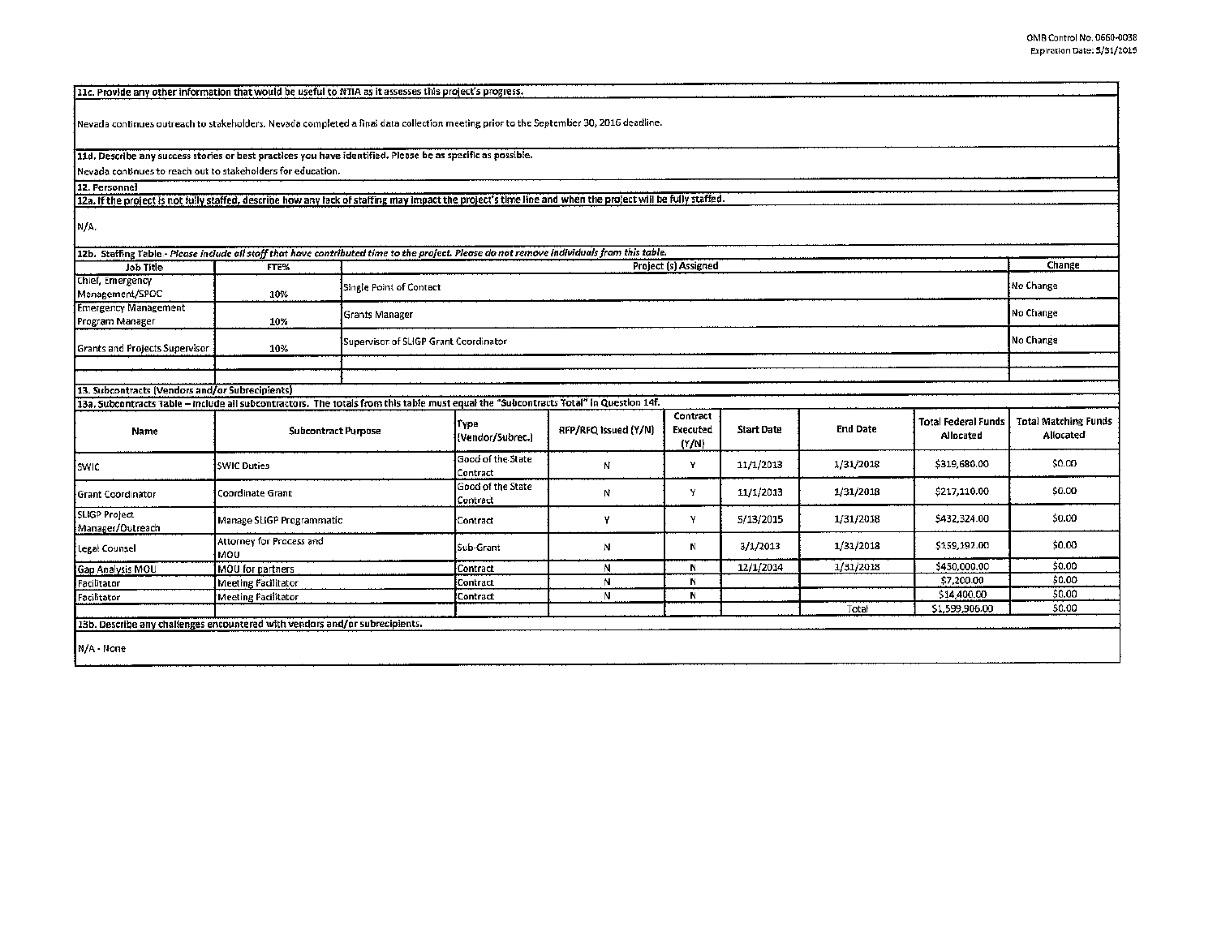**11c. Provide any other information that would be useful to NTIA as it assesses this project's progress.**

Nevada continues outreach to stakeholders. Nevada completed a final data collection meeting prior to the September 30, 2016 deadline.

**11d. Describe any success stories or best practices you have identified. Please be as specific as possible.**

Nevada continues to reach out to stakeholders for education.

**12. Personnel**

**12a. If the project is not fully staffed, describe how any lack of staffing may impact the project's time line and when the project will be fully staffed.**

N/A.

**12b. Staffing Table** - *Please include all staff that have contributed time to the project. Please do not remove individuals from this table.*

| Job Title | FTE% | Project (s) Assigned | Change |
|---|---|---|---|
| Chief, Emergency Management/SPOC | 10% | Single Point of Contact | No Change |
| Emergency Management Program Manager | 10% | Grants Manager | No Change |
| Grants and Projects Supervisor | 10% | Supervisor of SLIGP Grant Coordinator | No Change |
| | | | |

**13. Subcontracts (Vendors and/or Subrecipients)**

**13a. Subcontracts Table – include all subcontractors. The totals from this table must equal the "Subcontracts Total" in Question 14f.**

| Name | Subcontract Purpose | Type (Vendor/Subrec.) | RFP/RFQ Issued (Y/N) | Contract Executed (Y/N) | Start Date | End Date | Total Federal Funds Allocated | Total Matching Funds Allocated |
|---|---|---|---|---|---|---|---|---|
| SWIC | SWIC Duties | Good of the State Contract | N | Y | 11/1/2013 | 1/31/2018 | $319,680.00 | $0.00 |
| Grant Coordinator | Coordinate Grant | Good of the State Contract | N | Y | 11/1/2013 | 1/31/2018 | $217,110.00 | $0.00 |
| SLIGP Project Manager/Outreach | Manage SLIGP Programmatic | Contract | Y | Y | 5/13/2015 | 1/31/2018 | $432,324.00 | $0.00 |
| Legal Counsel | Attorney for Process and MOU | Sub-Grant | N | N | 3/1/2013 | 1/31/2018 | $159,192.00 | $0.00 |
| Gap Analysis MOU | MOU for partners | Contract | N | N | 12/1/2014 | 1/31/2018 | $450,000.00 | $0.00 |
| Facilitator | Meeting Facilitator | Contract | N | N | | | $7,200.00 | $0.00 |
| Facilitator | Meeting Facilitator | Contract | N | N | | | $14,400.00 | $0.00 |
| | | | | | | Total | $1,599,906.00 | $0.00 |

**13b. Describe any challenges encountered with vendors and/or subrecipients.**

N/A - None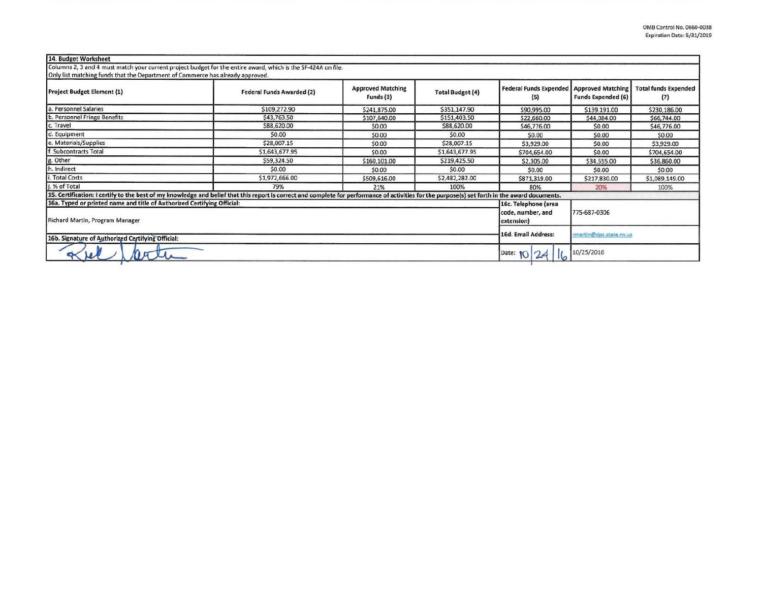OMB Control No. 0660-0038
Expiration Date: 5/31/2019

**14. Budget Worksheet**

Columns 2, 3 and 4 must match your current project budget for the entire award, which is the SF-424A on file.
Only list matching funds that the Department of Commerce has already approved.

| Project Budget Element (1) | Federal Funds Awarded (2) | Approved Matching Funds (3) | Total Budget (4) | Federal Funds Expended (5) | Approved Matching Funds Expended (6) | Total funds Expended (7) |
|---|---|---|---|---|---|---|
| a. Personnel Salaries | $109,272.90 | $241,875.00 | $351,147.90 | $90,995.00 | $139,191.00 | $230,186.00 |
| b. Personnel Fringe Benefits | $43,763.50 | $107,640.00 | $151,403.50 | $22,660.00 | $44,084.00 | $66,744.00 |
| c. Travel | $88,620.00 | $0.00 | $88,620.00 | $46,776.00 | $0.00 | $46,776.00 |
| d. Equipment | $0.00 | $0.00 | $0.00 | $0.00 | $0.00 | $0.00 |
| e. Materials/Supplies | $28,007.15 | $0.00 | $28,007.15 | $3,929.00 | $0.00 | $3,929.00 |
| f. Subcontracts Total | $1,643,677.95 | $0.00 | $1,643,677.95 | $704,654.00 | $0.00 | $704,654.00 |
| g. Other | $59,324.50 | $160,101.00 | $219,425.50 | $2,305.00 | $34,555.00 | $36,860.00 |
| h. Indirect | $0.00 | $0.00 | $0.00 | $0.00 | $0.00 | $0.00 |
| i. Total Costs | $1,972,666.00 | $509,616.00 | $2,482,282.00 | $871,319.00 | $217,830.00 | $1,089,149.00 |
| j. % of Total | 79% | 21% | 100% | 80% | 20% | 100% |

**15. Certification: I certify to the best of my knowledge and belief that this report is correct and complete for performance of activities for the purpose(s) set forth in the award documents.**

| | | |
|---|---|---|
| **16a. Typed or printed name and title of Authorized Certifying Official:** Richard Martin, Program Manager | **16c. Telephone (area code, number, and extension)** | 775-687-0306 |
| **16b. Signature of Authorized Certifying Official:** Rich Martin | **16d. Email Address:** | rmartin@dps.state.nv.us |
| | Date: 10/24/16 | 10/25/2016 |